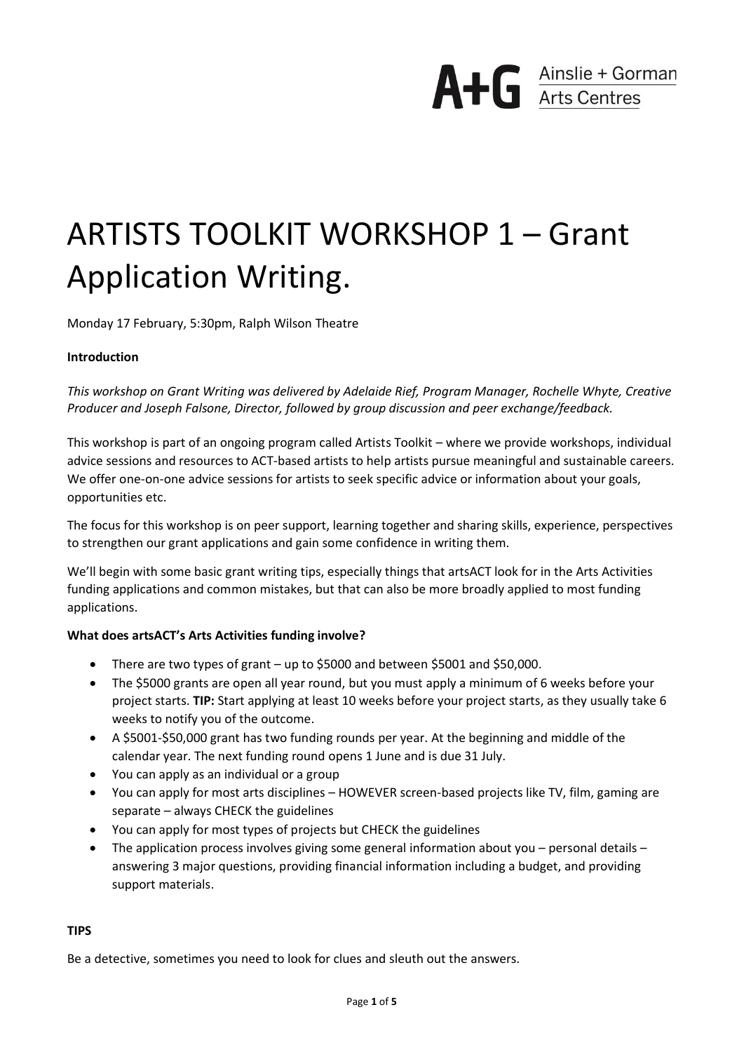# ARTISTS TOOLKIT WORKSHOP 1 – Grant Application Writing.

Monday 17 February, 5:30pm, Ralph Wilson Theatre

**Introduction**

*This workshop on Grant Writing was delivered by Adelaide Rief, Program Manager, Rochelle Whyte, Creative Producer and Joseph Falsone, Director, followed by group discussion and peer exchange/feedback.*

This workshop is part of an ongoing program called Artists Toolkit – where we provide workshops, individual advice sessions and resources to ACT-based artists to help artists pursue meaningful and sustainable careers. We offer one-on-one advice sessions for artists to seek specific advice or information about your goals, opportunities etc.

The focus for this workshop is on peer support, learning together and sharing skills, experience, perspectives to strengthen our grant applications and gain some confidence in writing them.

We'll begin with some basic grant writing tips, especially things that artsACT look for in the Arts Activities funding applications and common mistakes, but that can also be more broadly applied to most funding applications.

**What does artsACT's Arts Activities funding involve?**

- There are two types of grant – up to $5000 and between $5001 and $50,000.
- The $5000 grants are open all year round, but you must apply a minimum of 6 weeks before your project starts. **TIP:** Start applying at least 10 weeks before your project starts, as they usually take 6 weeks to notify you of the outcome.
- A $5001-$50,000 grant has two funding rounds per year. At the beginning and middle of the calendar year. The next funding round opens 1 June and is due 31 July.
- You can apply as an individual or a group
- You can apply for most arts disciplines – HOWEVER screen-based projects like TV, film, gaming are separate – always CHECK the guidelines
- You can apply for most types of projects but CHECK the guidelines
- The application process involves giving some general information about you – personal details – answering 3 major questions, providing financial information including a budget, and providing support materials.

**TIPS**

Be a detective, sometimes you need to look for clues and sleuth out the answers.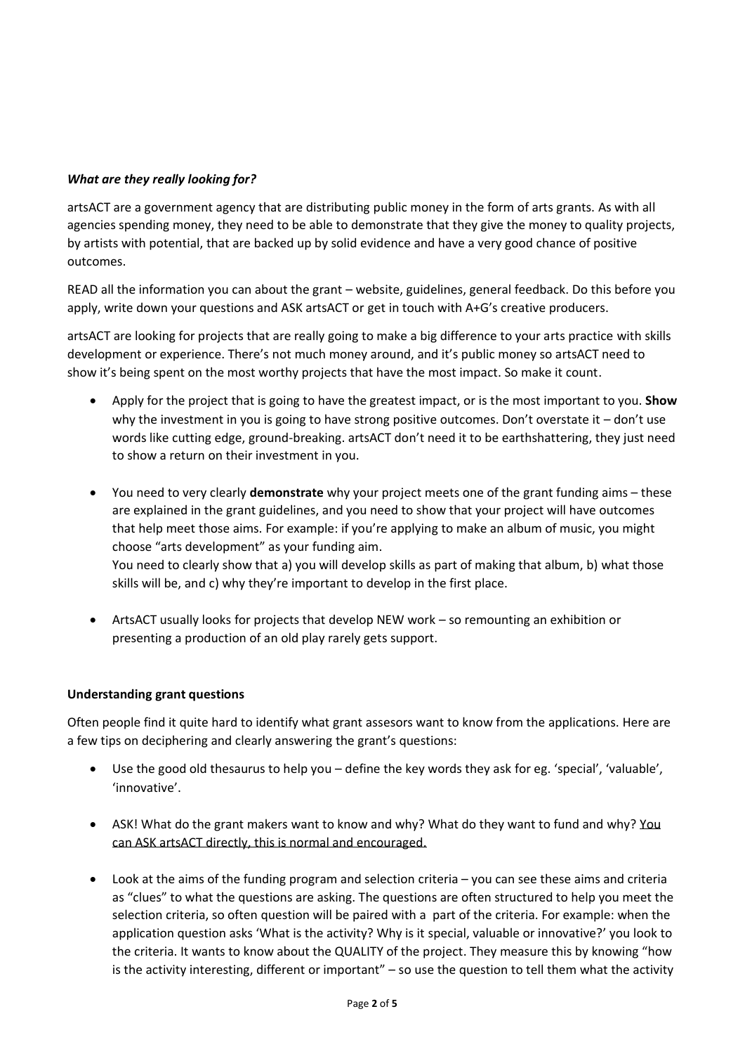***What are they really looking for?***

artsACT are a government agency that are distributing public money in the form of arts grants. As with all agencies spending money, they need to be able to demonstrate that they give the money to quality projects, by artists with potential, that are backed up by solid evidence and have a very good chance of positive outcomes.

READ all the information you can about the grant – website, guidelines, general feedback. Do this before you apply, write down your questions and ASK artsACT or get in touch with A+G's creative producers.

artsACT are looking for projects that are really going to make a big difference to your arts practice with skills development or experience. There's not much money around, and it's public money so artsACT need to show it's being spent on the most worthy projects that have the most impact. So make it count.

- Apply for the project that is going to have the greatest impact, or is the most important to you. **Show** why the investment in you is going to have strong positive outcomes. Don't overstate it – don't use words like cutting edge, ground-breaking. artsACT don't need it to be earthshattering, they just need to show a return on their investment in you.

- You need to very clearly **demonstrate** why your project meets one of the grant funding aims – these are explained in the grant guidelines, and you need to show that your project will have outcomes that help meet those aims. For example: if you're applying to make an album of music, you might choose "arts development" as your funding aim.
  You need to clearly show that a) you will develop skills as part of making that album, b) what those skills will be, and c) why they're important to develop in the first place.

- ArtsACT usually looks for projects that develop NEW work – so remounting an exhibition or presenting a production of an old play rarely gets support.

**Understanding grant questions**

Often people find it quite hard to identify what grant assesors want to know from the applications. Here are a few tips on deciphering and clearly answering the grant's questions:

- Use the good old thesaurus to help you – define the key words they ask for eg. 'special', 'valuable', 'innovative'.

- ASK! What do the grant makers want to know and why? What do they want to fund and why? You can ASK artsACT directly, this is normal and encouraged.

- Look at the aims of the funding program and selection criteria – you can see these aims and criteria as "clues" to what the questions are asking. The questions are often structured to help you meet the selection criteria, so often question will be paired with a part of the criteria. For example: when the application question asks 'What is the activity? Why is it special, valuable or innovative?' you look to the criteria. It wants to know about the QUALITY of the project. They measure this by knowing "how is the activity interesting, different or important" – so use the question to tell them what the activity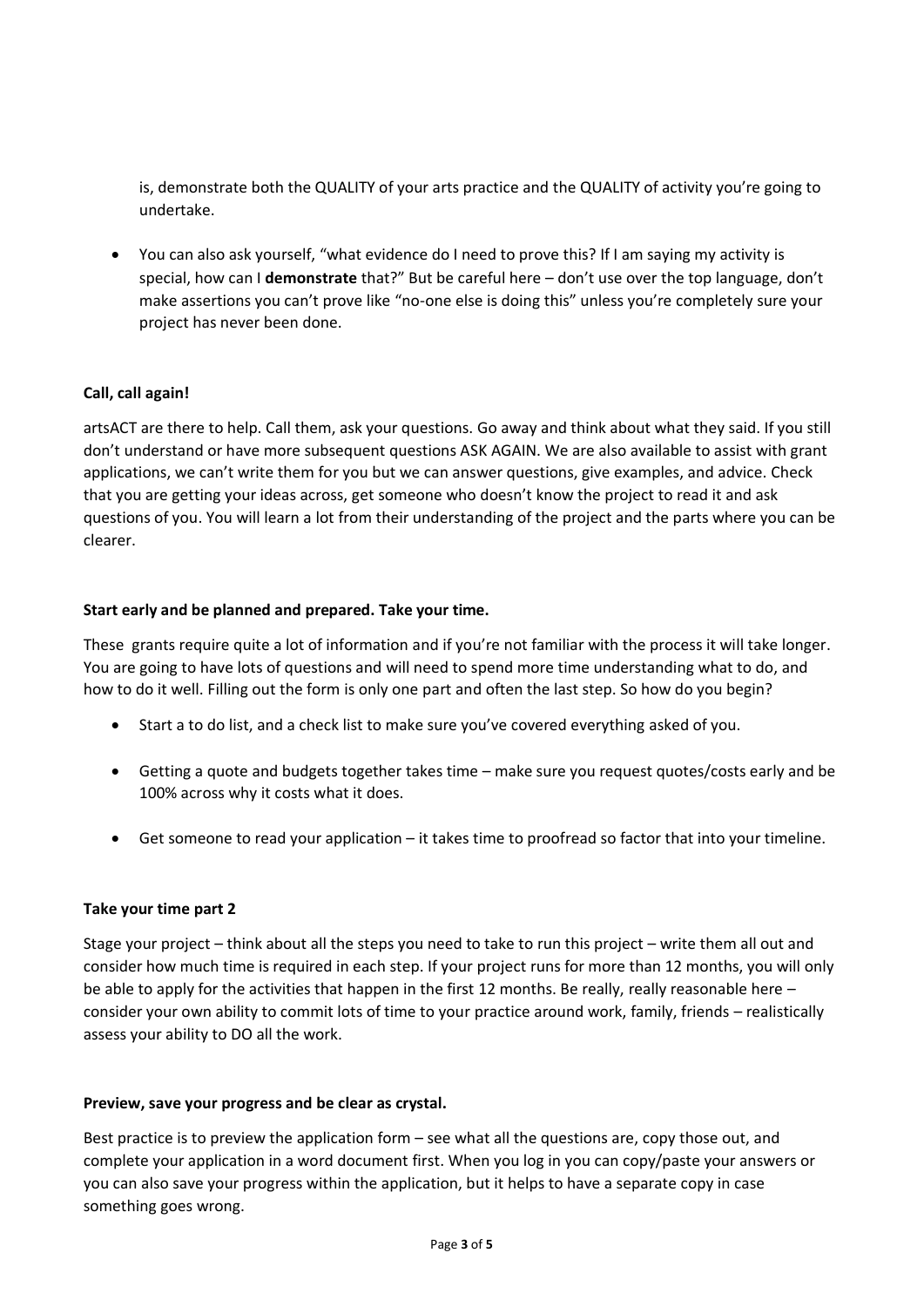is, demonstrate both the QUALITY of your arts practice and the QUALITY of activity you're going to undertake.

- You can also ask yourself, "what evidence do I need to prove this? If I am saying my activity is special, how can I **demonstrate** that?" But be careful here – don't use over the top language, don't make assertions you can't prove like "no-one else is doing this" unless you're completely sure your project has never been done.

**Call, call again!**

artsACT are there to help. Call them, ask your questions. Go away and think about what they said. If you still don't understand or have more subsequent questions ASK AGAIN. We are also available to assist with grant applications, we can't write them for you but we can answer questions, give examples, and advice. Check that you are getting your ideas across, get someone who doesn't know the project to read it and ask questions of you. You will learn a lot from their understanding of the project and the parts where you can be clearer.

**Start early and be planned and prepared. Take your time.**

These grants require quite a lot of information and if you're not familiar with the process it will take longer. You are going to have lots of questions and will need to spend more time understanding what to do, and how to do it well. Filling out the form is only one part and often the last step. So how do you begin?

- Start a to do list, and a check list to make sure you've covered everything asked of you.
- Getting a quote and budgets together takes time – make sure you request quotes/costs early and be 100% across why it costs what it does.
- Get someone to read your application – it takes time to proofread so factor that into your timeline.

**Take your time part 2**

Stage your project – think about all the steps you need to take to run this project – write them all out and consider how much time is required in each step. If your project runs for more than 12 months, you will only be able to apply for the activities that happen in the first 12 months. Be really, really reasonable here – consider your own ability to commit lots of time to your practice around work, family, friends – realistically assess your ability to DO all the work.

**Preview, save your progress and be clear as crystal.**

Best practice is to preview the application form – see what all the questions are, copy those out, and complete your application in a word document first. When you log in you can copy/paste your answers or you can also save your progress within the application, but it helps to have a separate copy in case something goes wrong.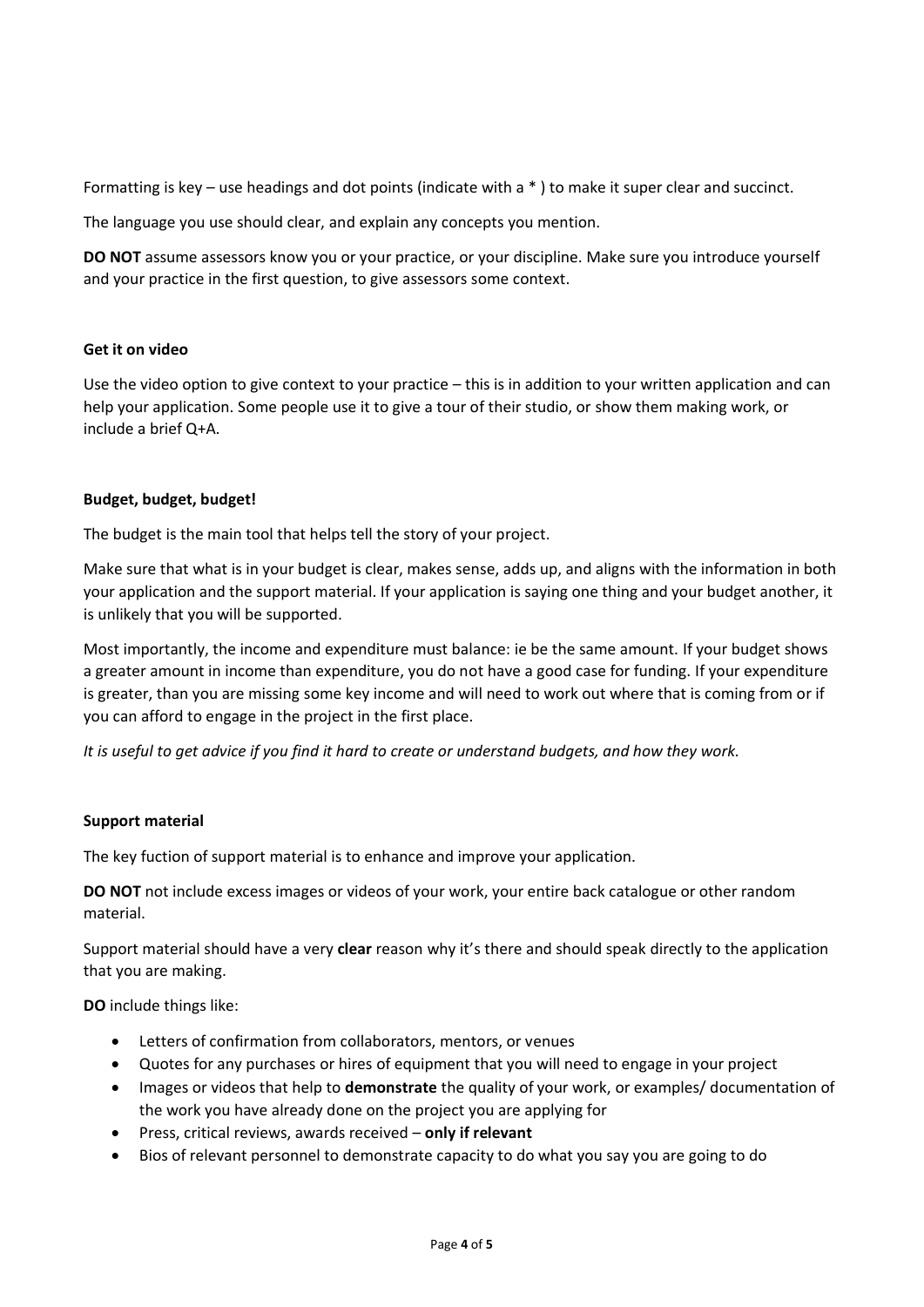Formatting is key – use headings and dot points (indicate with a * ) to make it super clear and succinct.

The language you use should clear, and explain any concepts you mention.

**DO NOT** assume assessors know you or your practice, or your discipline. Make sure you introduce yourself and your practice in the first question, to give assessors some context.

**Get it on video**

Use the video option to give context to your practice – this is in addition to your written application and can help your application. Some people use it to give a tour of their studio, or show them making work, or include a brief Q+A.

**Budget, budget, budget!**

The budget is the main tool that helps tell the story of your project.

Make sure that what is in your budget is clear, makes sense, adds up, and aligns with the information in both your application and the support material. If your application is saying one thing and your budget another, it is unlikely that you will be supported.

Most importantly, the income and expenditure must balance: ie be the same amount. If your budget shows a greater amount in income than expenditure, you do not have a good case for funding. If your expenditure is greater, than you are missing some key income and will need to work out where that is coming from or if you can afford to engage in the project in the first place.

*It is useful to get advice if you find it hard to create or understand budgets, and how they work.*

**Support material**

The key fuction of support material is to enhance and improve your application.

**DO NOT** not include excess images or videos of your work, your entire back catalogue or other random material.

Support material should have a very **clear** reason why it's there and should speak directly to the application that you are making.

**DO** include things like:

- Letters of confirmation from collaborators, mentors, or venues
- Quotes for any purchases or hires of equipment that you will need to engage in your project
- Images or videos that help to **demonstrate** the quality of your work, or examples/ documentation of the work you have already done on the project you are applying for
- Press, critical reviews, awards received – **only if relevant**
- Bios of relevant personnel to demonstrate capacity to do what you say you are going to do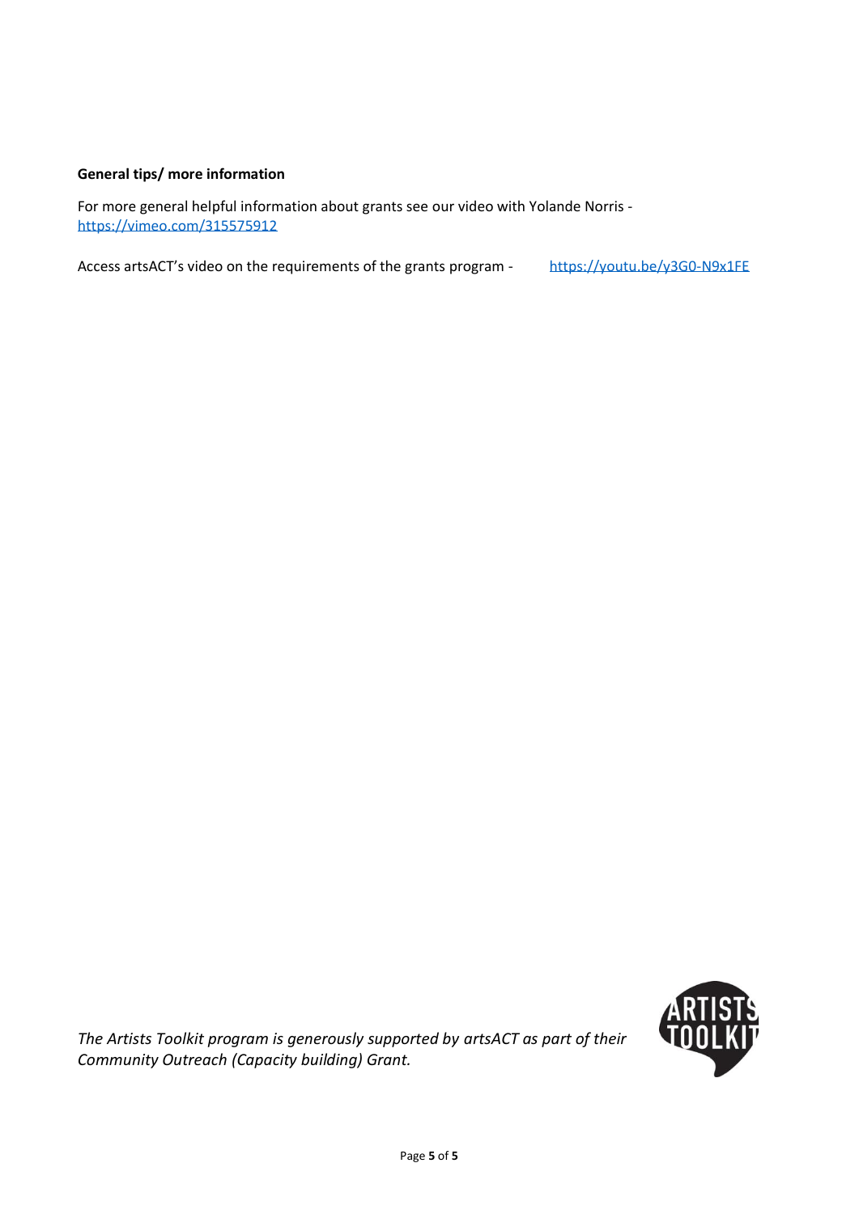**General tips/ more information**

For more general helpful information about grants see our video with Yolande Norris - https://vimeo.com/315575912

Access artsACT's video on the requirements of the grants program - https://youtu.be/y3G0-N9x1FE

*The Artists Toolkit program is generously supported by artsACT as part of their Community Outreach (Capacity building) Grant.*